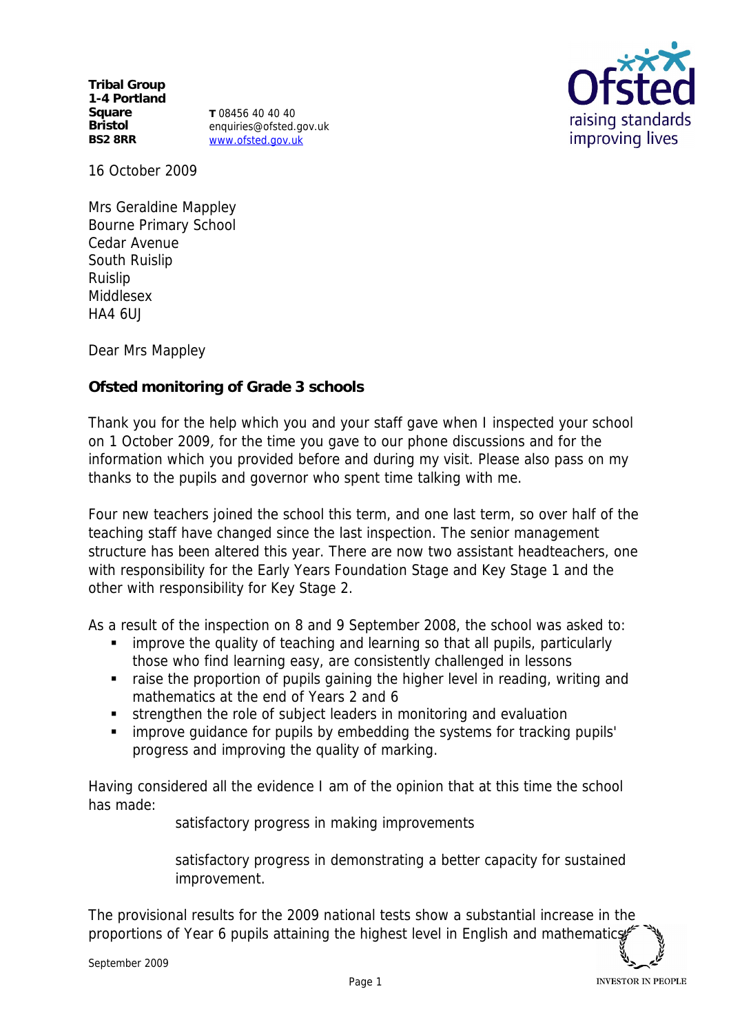**Tribal Group**
**1-4 Portland Square**
**Bristol**
**BS2 8RR**

**T** 08456 40 40 40
enquiries@ofsted.gov.uk
www.ofsted.gov.uk

16 October 2009

Mrs Geraldine Mappley
Bourne Primary School
Cedar Avenue
South Ruislip
Ruislip
Middlesex
HA4 6UJ

Dear Mrs Mappley

**Ofsted monitoring of Grade 3 schools**

Thank you for the help which you and your staff gave when I inspected your school on 1 October 2009, for the time you gave to our phone discussions and for the information which you provided before and during my visit. Please also pass on my thanks to the pupils and governor who spent time talking with me.

Four new teachers joined the school this term, and one last term, so over half of the teaching staff have changed since the last inspection. The senior management structure has been altered this year. There are now two assistant headteachers, one with responsibility for the Early Years Foundation Stage and Key Stage 1 and the other with responsibility for Key Stage 2.

As a result of the inspection on 8 and 9 September 2008, the school was asked to:

- improve the quality of teaching and learning so that all pupils, particularly those who find learning easy, are consistently challenged in lessons
- raise the proportion of pupils gaining the higher level in reading, writing and mathematics at the end of Years 2 and 6
- strengthen the role of subject leaders in monitoring and evaluation
- improve guidance for pupils by embedding the systems for tracking pupils' progress and improving the quality of marking.

Having considered all the evidence I am of the opinion that at this time the school has made:

satisfactory progress in making improvements

satisfactory progress in demonstrating a better capacity for sustained improvement.

The provisional results for the 2009 national tests show a substantial increase in the proportions of Year 6 pupils attaining the highest level in English and mathematics.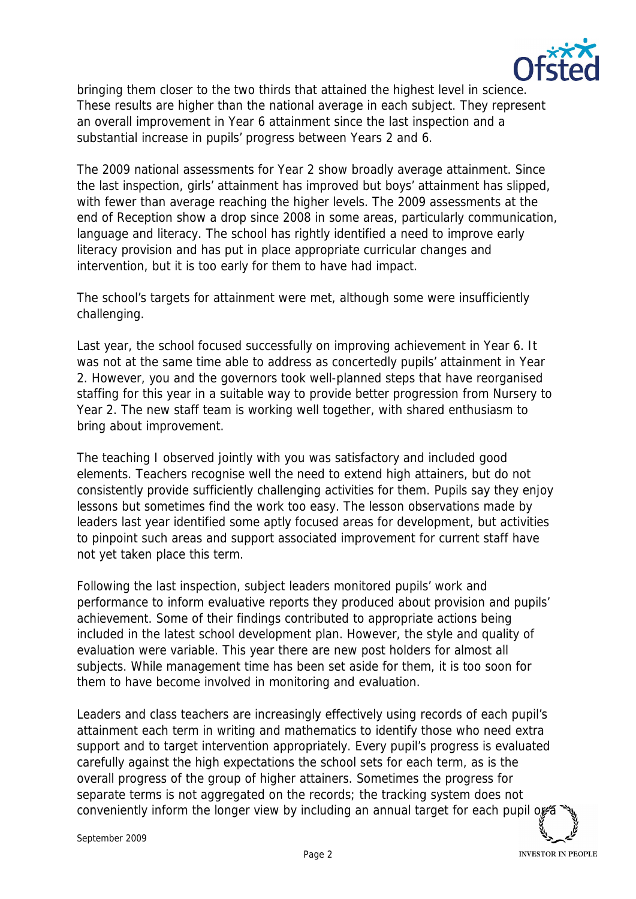bringing them closer to the two thirds that attained the highest level in science. These results are higher than the national average in each subject. They represent an overall improvement in Year 6 attainment since the last inspection and a substantial increase in pupils' progress between Years 2 and 6.

The 2009 national assessments for Year 2 show broadly average attainment. Since the last inspection, girls' attainment has improved but boys' attainment has slipped, with fewer than average reaching the higher levels. The 2009 assessments at the end of Reception show a drop since 2008 in some areas, particularly communication, language and literacy. The school has rightly identified a need to improve early literacy provision and has put in place appropriate curricular changes and intervention, but it is too early for them to have had impact.

The school's targets for attainment were met, although some were insufficiently challenging.

Last year, the school focused successfully on improving achievement in Year 6. It was not at the same time able to address as concertedly pupils' attainment in Year 2. However, you and the governors took well-planned steps that have reorganised staffing for this year in a suitable way to provide better progression from Nursery to Year 2. The new staff team is working well together, with shared enthusiasm to bring about improvement.

The teaching I observed jointly with you was satisfactory and included good elements. Teachers recognise well the need to extend high attainers, but do not consistently provide sufficiently challenging activities for them. Pupils say they enjoy lessons but sometimes find the work too easy. The lesson observations made by leaders last year identified some aptly focused areas for development, but activities to pinpoint such areas and support associated improvement for current staff have not yet taken place this term.

Following the last inspection, subject leaders monitored pupils' work and performance to inform evaluative reports they produced about provision and pupils' achievement. Some of their findings contributed to appropriate actions being included in the latest school development plan. However, the style and quality of evaluation were variable. This year there are new post holders for almost all subjects. While management time has been set aside for them, it is too soon for them to have become involved in monitoring and evaluation.

Leaders and class teachers are increasingly effectively using records of each pupil's attainment each term in writing and mathematics to identify those who need extra support and to target intervention appropriately. Every pupil's progress is evaluated carefully against the high expectations the school sets for each term, as is the overall progress of the group of higher attainers. Sometimes the progress for separate terms is not aggregated on the records; the tracking system does not conveniently inform the longer view by including an annual target for each pupil or a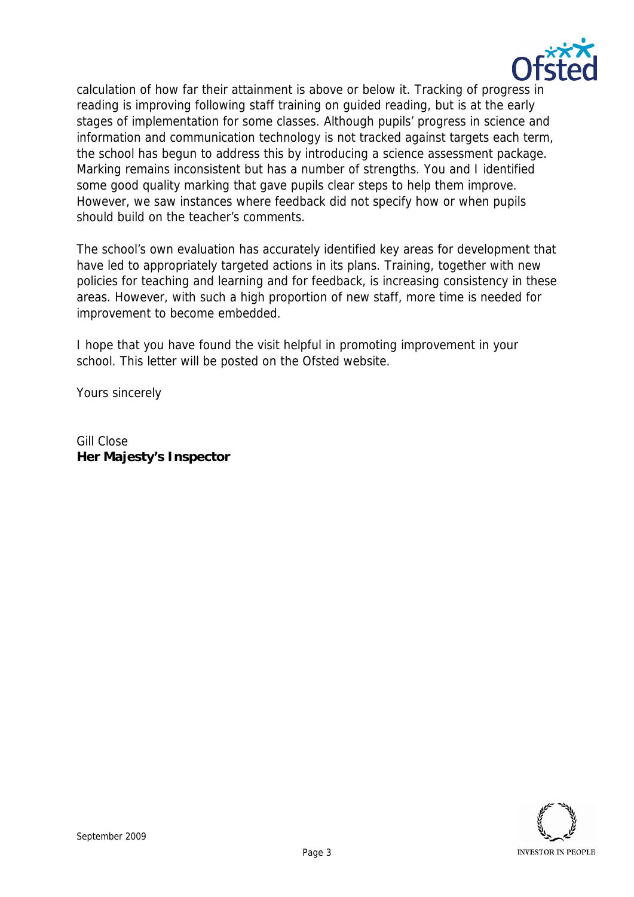calculation of how far their attainment is above or below it. Tracking of progress in reading is improving following staff training on guided reading, but is at the early stages of implementation for some classes. Although pupils' progress in science and information and communication technology is not tracked against targets each term, the school has begun to address this by introducing a science assessment package. Marking remains inconsistent but has a number of strengths. You and I identified some good quality marking that gave pupils clear steps to help them improve. However, we saw instances where feedback did not specify how or when pupils should build on the teacher's comments.

The school's own evaluation has accurately identified key areas for development that have led to appropriately targeted actions in its plans. Training, together with new policies for teaching and learning and for feedback, is increasing consistency in these areas. However, with such a high proportion of new staff, more time is needed for improvement to become embedded.

I hope that you have found the visit helpful in promoting improvement in your school. This letter will be posted on the Ofsted website.

Yours sincerely

Gill Close
**Her Majesty's Inspector**